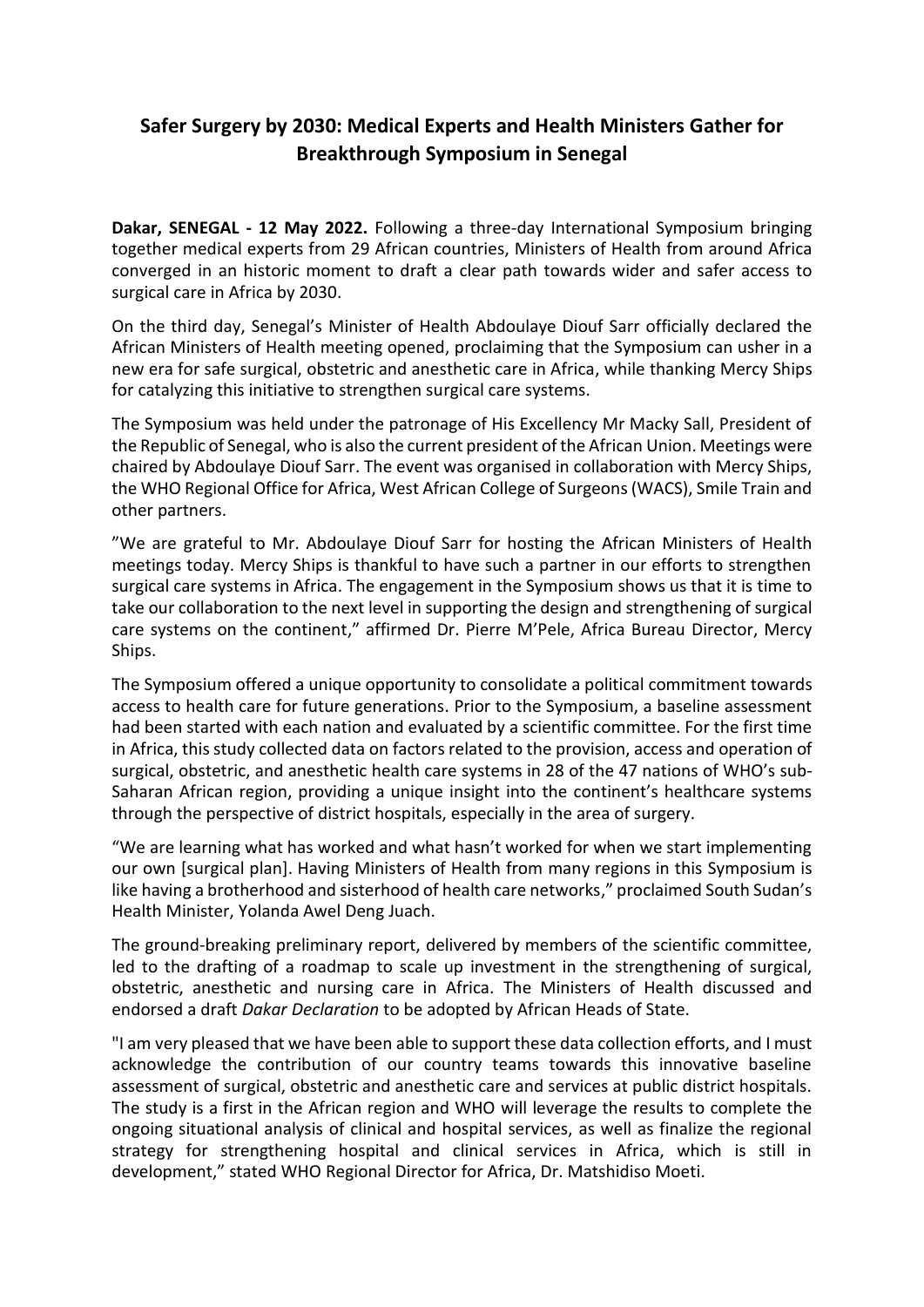# Safer Surgery by 2030: Medical Experts and Health Ministers Gather for Breakthrough Symposium in Senegal

**Dakar, SENEGAL - 12 May 2022.** Following a three-day International Symposium bringing together medical experts from 29 African countries, Ministers of Health from around Africa converged in an historic moment to draft a clear path towards wider and safer access to surgical care in Africa by 2030.

On the third day, Senegal's Minister of Health Abdoulaye Diouf Sarr officially declared the African Ministers of Health meeting opened, proclaiming that the Symposium can usher in a new era for safe surgical, obstetric and anesthetic care in Africa, while thanking Mercy Ships for catalyzing this initiative to strengthen surgical care systems.

The Symposium was held under the patronage of His Excellency Mr Macky Sall, President of the Republic of Senegal, who is also the current president of the African Union. Meetings were chaired by Abdoulaye Diouf Sarr. The event was organised in collaboration with Mercy Ships, the WHO Regional Office for Africa, West African College of Surgeons (WACS), Smile Train and other partners.

"We are grateful to Mr. Abdoulaye Diouf Sarr for hosting the African Ministers of Health meetings today. Mercy Ships is thankful to have such a partner in our efforts to strengthen surgical care systems in Africa. The engagement in the Symposium shows us that it is time to take our collaboration to the next level in supporting the design and strengthening of surgical care systems on the continent," affirmed Dr. Pierre M'Pele, Africa Bureau Director, Mercy Ships.

The Symposium offered a unique opportunity to consolidate a political commitment towards access to health care for future generations. Prior to the Symposium, a baseline assessment had been started with each nation and evaluated by a scientific committee. For the first time in Africa, this study collected data on factors related to the provision, access and operation of surgical, obstetric, and anesthetic health care systems in 28 of the 47 nations of WHO's sub-Saharan African region, providing a unique insight into the continent's healthcare systems through the perspective of district hospitals, especially in the area of surgery.

"We are learning what has worked and what hasn't worked for when we start implementing our own [surgical plan]. Having Ministers of Health from many regions in this Symposium is like having a brotherhood and sisterhood of health care networks," proclaimed South Sudan's Health Minister, Yolanda Awel Deng Juach.

The ground-breaking preliminary report, delivered by members of the scientific committee, led to the drafting of a roadmap to scale up investment in the strengthening of surgical, obstetric, anesthetic and nursing care in Africa. The Ministers of Health discussed and endorsed a draft *Dakar Declaration* to be adopted by African Heads of State.

"I am very pleased that we have been able to support these data collection efforts, and I must acknowledge the contribution of our country teams towards this innovative baseline assessment of surgical, obstetric and anesthetic care and services at public district hospitals. The study is a first in the African region and WHO will leverage the results to complete the ongoing situational analysis of clinical and hospital services, as well as finalize the regional strategy for strengthening hospital and clinical services in Africa, which is still in development," stated WHO Regional Director for Africa, Dr. Matshidiso Moeti.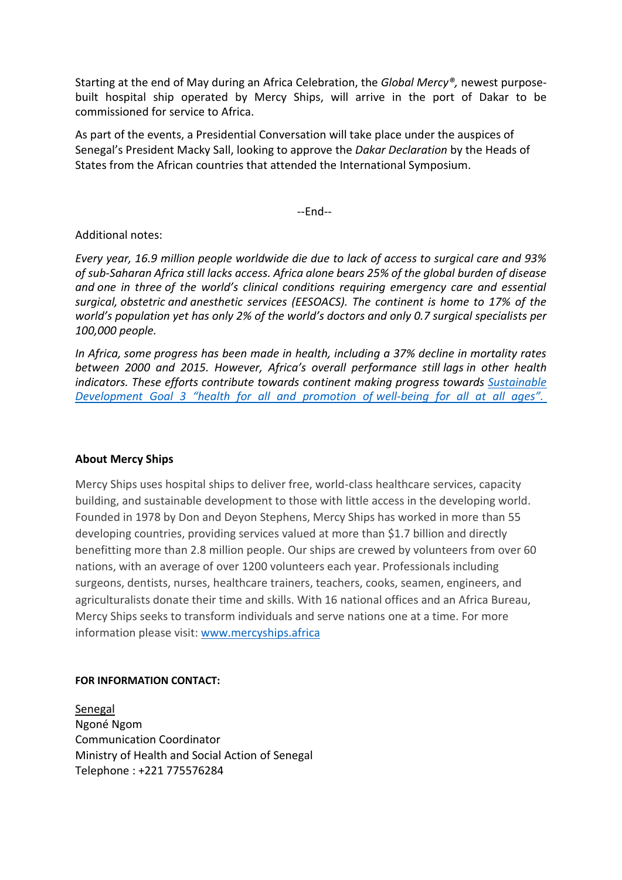Starting at the end of May during an Africa Celebration, the *Global Mercy®,* newest purpose-built hospital ship operated by Mercy Ships, will arrive in the port of Dakar to be commissioned for service to Africa.

As part of the events, a Presidential Conversation will take place under the auspices of Senegal's President Macky Sall, looking to approve the *Dakar Declaration* by the Heads of States from the African countries that attended the International Symposium.

--End--

Additional notes:

*Every year, 16.9 million people worldwide die due to lack of access to surgical care and 93% of sub-Saharan Africa still lacks access. Africa alone bears 25% of the global burden of disease and one in three of the world's clinical conditions requiring emergency care and essential surgical, obstetric and anesthetic services (EESOACS). The continent is home to 17% of the world's population yet has only 2% of the world's doctors and only 0.7 surgical specialists per 100,000 people.*

*In Africa, some progress has been made in health, including a 37% decline in mortality rates between 2000 and 2015. However, Africa's overall performance still lags in other health indicators. These efforts contribute towards continent making progress towards [Sustainable Development Goal 3 "health for all and promotion of well-being for all at all ages".](#)*

**About Mercy Ships**

Mercy Ships uses hospital ships to deliver free, world-class healthcare services, capacity building, and sustainable development to those with little access in the developing world. Founded in 1978 by Don and Deyon Stephens, Mercy Ships has worked in more than 55 developing countries, providing services valued at more than $1.7 billion and directly benefitting more than 2.8 million people. Our ships are crewed by volunteers from over 60 nations, with an average of over 1200 volunteers each year. Professionals including surgeons, dentists, nurses, healthcare trainers, teachers, cooks, seamen, engineers, and agriculturalists donate their time and skills. With 16 national offices and an Africa Bureau, Mercy Ships seeks to transform individuals and serve nations one at a time. For more information please visit: [www.mercyships.africa](http://www.mercyships.africa)

**FOR INFORMATION CONTACT:**

Senegal
Ngoné Ngom
Communication Coordinator
Ministry of Health and Social Action of Senegal
Telephone : +221 775576284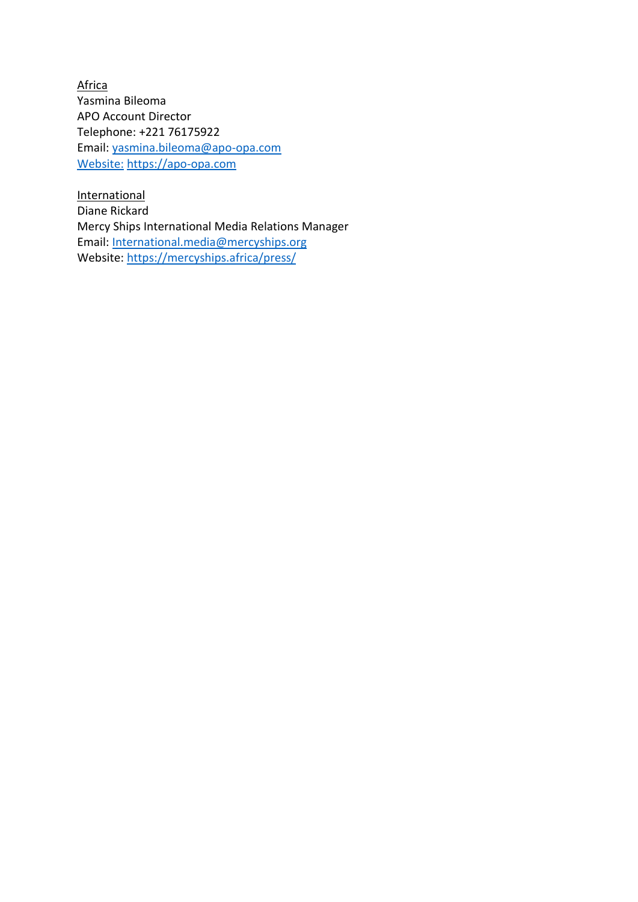Africa
Yasmina Bileoma
APO Account Director
Telephone: +221 76175922
Email: yasmina.bileoma@apo-opa.com
Website: https://apo-opa.com

International
Diane Rickard
Mercy Ships International Media Relations Manager
Email: International.media@mercyships.org
Website: https://mercyships.africa/press/